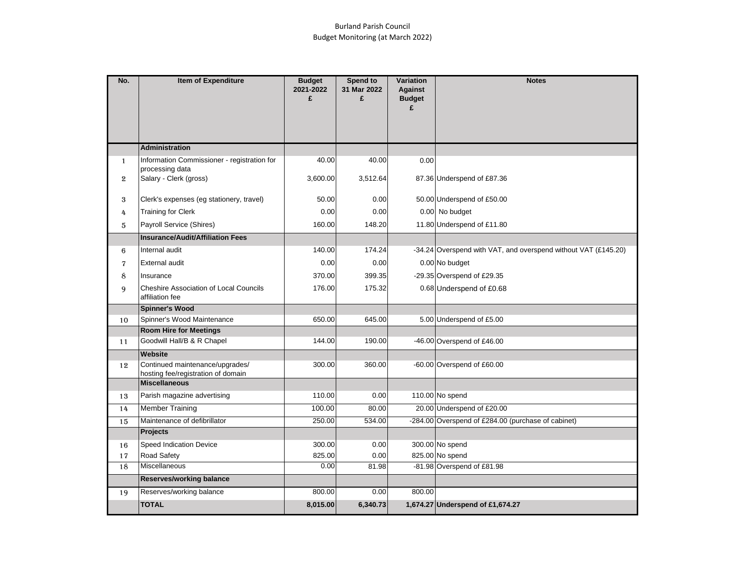# Burland Parish Council
## Budget Monitoring (at March 2022)

| No. | Item of Expenditure | Budget 2021-2022 £ | Spend to 31 Mar 2022 £ | Variation Against Budget £ | Notes |
|---|---|---|---|---|---|
| | **Administration** | | | | |
| 1 | Information Commissioner - registration for processing data | 40.00 | 40.00 | 0.00 | |
| 2 | Salary - Clerk (gross) | 3,600.00 | 3,512.64 | 87.36 | Underspend of £87.36 |
| 3 | Clerk's expenses (eg stationery, travel) | 50.00 | 0.00 | 50.00 | Underspend of £50.00 |
| 4 | Training for Clerk | 0.00 | 0.00 | 0.00 | No budget |
| 5 | Payroll Service (Shires) | 160.00 | 148.20 | 11.80 | Underspend of £11.80 |
| | **Insurance/Audit/Affiliation Fees** | | | | |
| 6 | Internal audit | 140.00 | 174.24 | -34.24 | Overspend with VAT, and overspend without VAT (£145.20) |
| 7 | External audit | 0.00 | 0.00 | 0.00 | No budget |
| 8 | Insurance | 370.00 | 399.35 | -29.35 | Overspend of 29.35 |
| 9 | Cheshire Association of Local Councils affiliation fee | 176.00 | 175.32 | 0.68 | Underspend of £0.68 |
| | **Spinner's Wood** | | | | |
| 10 | Spinner's Wood Maintenance | 650.00 | 645.00 | 5.00 | Underspend of £5.00 |
| | **Room Hire for Meetings** | | | | |
| 11 | Goodwill Hall/B & R Chapel | 144.00 | 190.00 | -46.00 | Overspend of £46.00 |
| | **Website** | | | | |
| 12 | Continued maintenance/upgrades/ hosting fee/registration of domain | 300.00 | 360.00 | -60.00 | Overspend of £60.00 |
| | **Miscellaneous** | | | | |
| 13 | Parish magazine advertising | 110.00 | 0.00 | 110.00 | No spend |
| 14 | Member Training | 100.00 | 80.00 | 20.00 | Underspend of £20.00 |
| 15 | Maintenance of defibrillator | 250.00 | 534.00 | -284.00 | Overspend of £284.00 (purchase of cabinet) |
| | **Projects** | | | | |
| 16 | Speed Indication Device | 300.00 | 0.00 | 300.00 | No spend |
| 17 | Road Safety | 825.00 | 0.00 | 825.00 | No spend |
| 18 | Miscellaneous | 0.00 | 81.98 | -81.98 | Overspend of £81.98 |
| | **Reserves/working balance** | | | | |
| 19 | Reserves/working balance | 800.00 | 0.00 | 800.00 | |
| | **TOTAL** | **8,015.00** | **6,340.73** | **1,674.27** | **Underspend of £1,674.27** |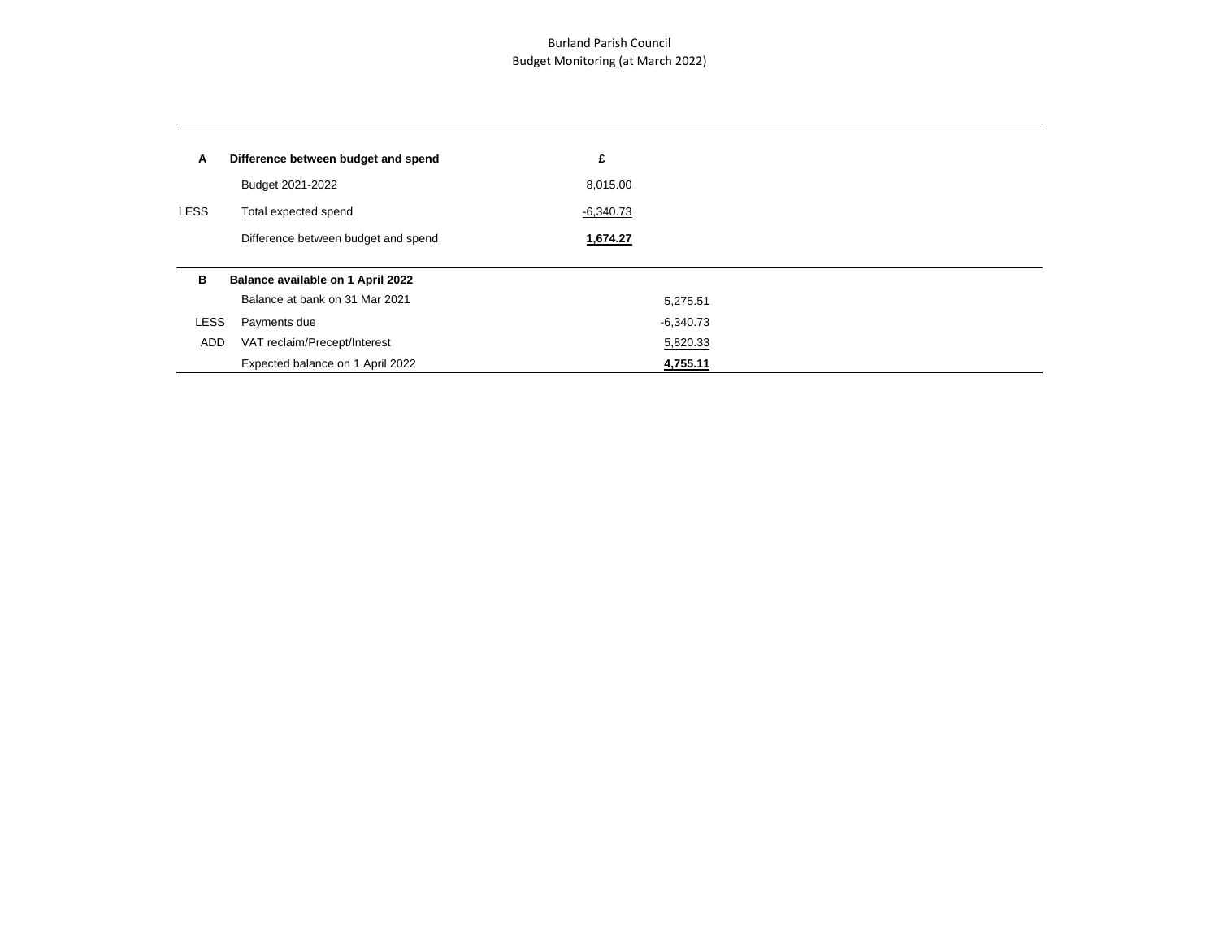# Burland Parish Council
## Budget Monitoring (at March 2022)

| | | | |
|---|---|---|---|
| **A** | **Difference between budget and spend** | **£** | |
| | Budget 2021-2022 | 8,015.00 | |
| LESS | Total expected spend | -6,340.73 | |
| | Difference between budget and spend | **1,674.27** | |
| **B** | **Balance available on 1 April 2022** | | |
| | Balance at bank on 31 Mar 2021 | | 5,275.51 |
| LESS | Payments due | | -6,340.73 |
| ADD | VAT reclaim/Precept/Interest | | 5,820.33 |
| | Expected balance on 1 April 2022 | | **4,755.11** |